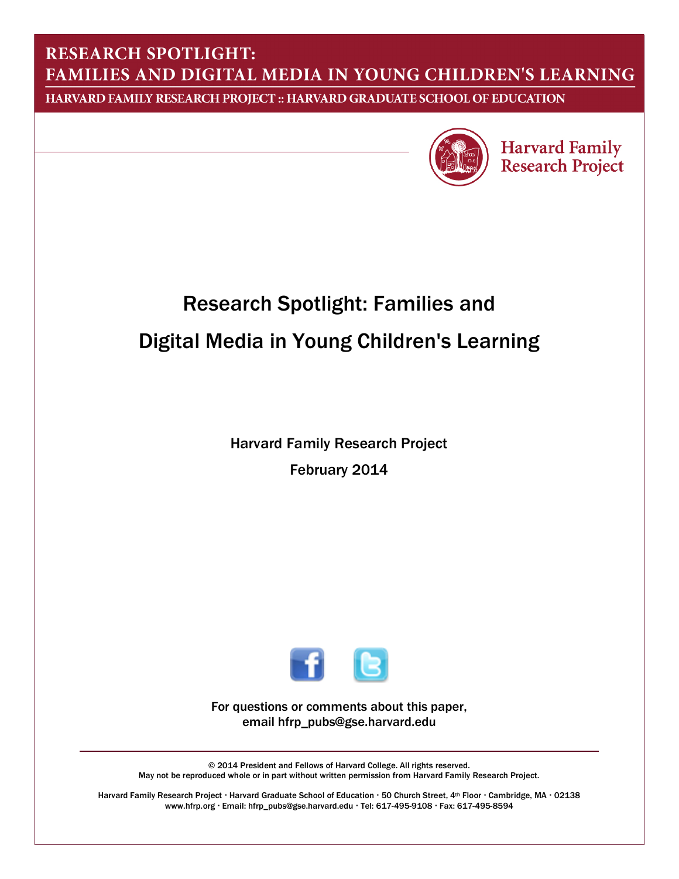**RESEARCH SPOTLIGHT:**
**FAMILIES AND DIGITAL MEDIA IN YOUNG CHILDREN'S LEARNING**

**HARVARD FAMILY RESEARCH PROJECT :: HARVARD GRADUATE SCHOOL OF EDUCATION**

Harvard Family Research Project

# Research Spotlight: Families and Digital Media in Young Children's Learning

Harvard Family Research Project

February 2014

For questions or comments about this paper, email hfrp_pubs@gse.harvard.edu

© 2014 President and Fellows of Harvard College. All rights reserved.
May not be reproduced whole or in part without written permission from Harvard Family Research Project.

Harvard Family Research Project · Harvard Graduate School of Education · 50 Church Street, 4th Floor · Cambridge, MA · 02138
www.hfrp.org · Email: hfrp_pubs@gse.harvard.edu · Tel: 617-495-9108 · Fax: 617-495-8594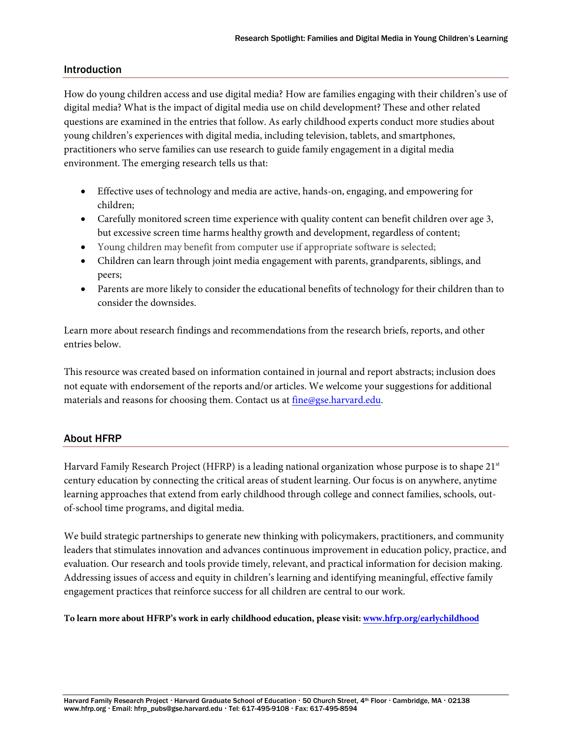## Introduction

How do young children access and use digital media? How are families engaging with their children's use of digital media? What is the impact of digital media use on child development? These and other related questions are examined in the entries that follow. As early childhood experts conduct more studies about young children's experiences with digital media, including television, tablets, and smartphones, practitioners who serve families can use research to guide family engagement in a digital media environment. The emerging research tells us that:

- Effective uses of technology and media are active, hands-on, engaging, and empowering for children;
- Carefully monitored screen time experience with quality content can benefit children over age 3, but excessive screen time harms healthy growth and development, regardless of content;
- Young children may benefit from computer use if appropriate software is selected;
- Children can learn through joint media engagement with parents, grandparents, siblings, and peers;
- Parents are more likely to consider the educational benefits of technology for their children than to consider the downsides.

Learn more about research findings and recommendations from the research briefs, reports, and other entries below.

This resource was created based on information contained in journal and report abstracts; inclusion does not equate with endorsement of the reports and/or articles. We welcome your suggestions for additional materials and reasons for choosing them. Contact us at fine@gse.harvard.edu.

## About HFRP

Harvard Family Research Project (HFRP) is a leading national organization whose purpose is to shape 21st century education by connecting the critical areas of student learning. Our focus is on anywhere, anytime learning approaches that extend from early childhood through college and connect families, schools, out-of-school time programs, and digital media.

We build strategic partnerships to generate new thinking with policymakers, practitioners, and community leaders that stimulates innovation and advances continuous improvement in education policy, practice, and evaluation. Our research and tools provide timely, relevant, and practical information for decision making. Addressing issues of access and equity in children's learning and identifying meaningful, effective family engagement practices that reinforce success for all children are central to our work.

**To learn more about HFRP's work in early childhood education, please visit: www.hfrp.org/earlychildhood**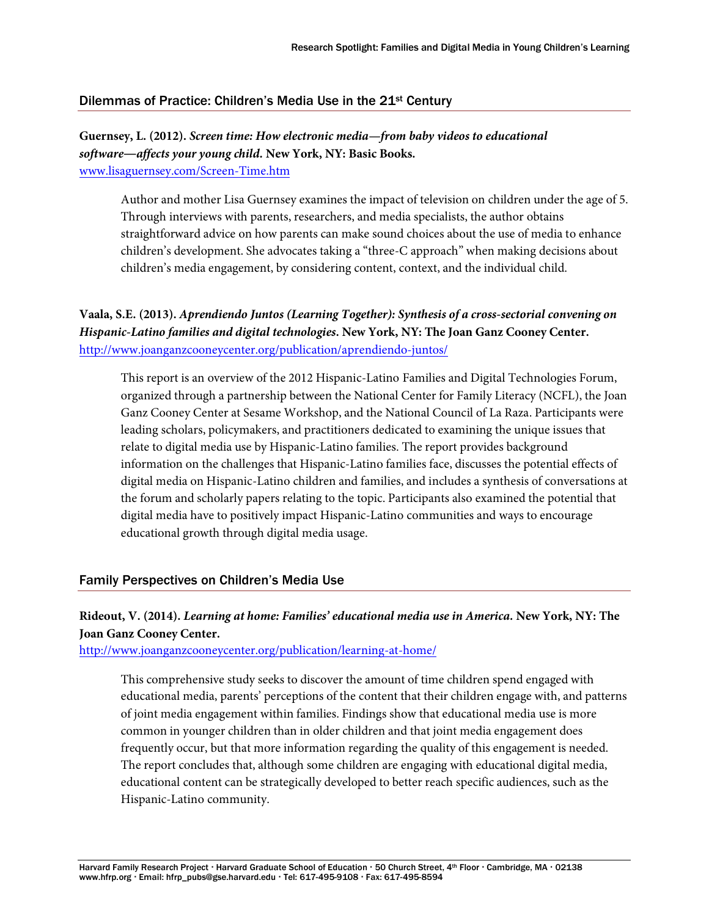## Dilemmas of Practice: Children's Media Use in the 21st Century

**Guernsey, L. (2012).** ***Screen time: How electronic media—from baby videos to educational software—affects your young child.*** **New York, NY: Basic Books.**
www.lisaguernsey.com/Screen-Time.htm

Author and mother Lisa Guernsey examines the impact of television on children under the age of 5. Through interviews with parents, researchers, and media specialists, the author obtains straightforward advice on how parents can make sound choices about the use of media to enhance children's development. She advocates taking a "three-C approach" when making decisions about children's media engagement, by considering content, context, and the individual child.

**Vaala, S.E. (2013).** ***Aprendiendo Juntos (Learning Together): Synthesis of a cross-sectorial convening on Hispanic-Latino families and digital technologies.*** **New York, NY: The Joan Ganz Cooney Center.**
http://www.joanganzcooneycenter.org/publication/aprendiendo-juntos/

This report is an overview of the 2012 Hispanic-Latino Families and Digital Technologies Forum, organized through a partnership between the National Center for Family Literacy (NCFL), the Joan Ganz Cooney Center at Sesame Workshop, and the National Council of La Raza. Participants were leading scholars, policymakers, and practitioners dedicated to examining the unique issues that relate to digital media use by Hispanic-Latino families. The report provides background information on the challenges that Hispanic-Latino families face, discusses the potential effects of digital media on Hispanic-Latino children and families, and includes a synthesis of conversations at the forum and scholarly papers relating to the topic. Participants also examined the potential that digital media have to positively impact Hispanic-Latino communities and ways to encourage educational growth through digital media usage.

## Family Perspectives on Children's Media Use

**Rideout, V. (2014).** ***Learning at home: Families' educational media use in America.*** **New York, NY: The Joan Ganz Cooney Center.**
http://www.joanganzcooneycenter.org/publication/learning-at-home/

This comprehensive study seeks to discover the amount of time children spend engaged with educational media, parents' perceptions of the content that their children engage with, and patterns of joint media engagement within families. Findings show that educational media use is more common in younger children than in older children and that joint media engagement does frequently occur, but that more information regarding the quality of this engagement is needed. The report concludes that, although some children are engaging with educational digital media, educational content can be strategically developed to better reach specific audiences, such as the Hispanic-Latino community.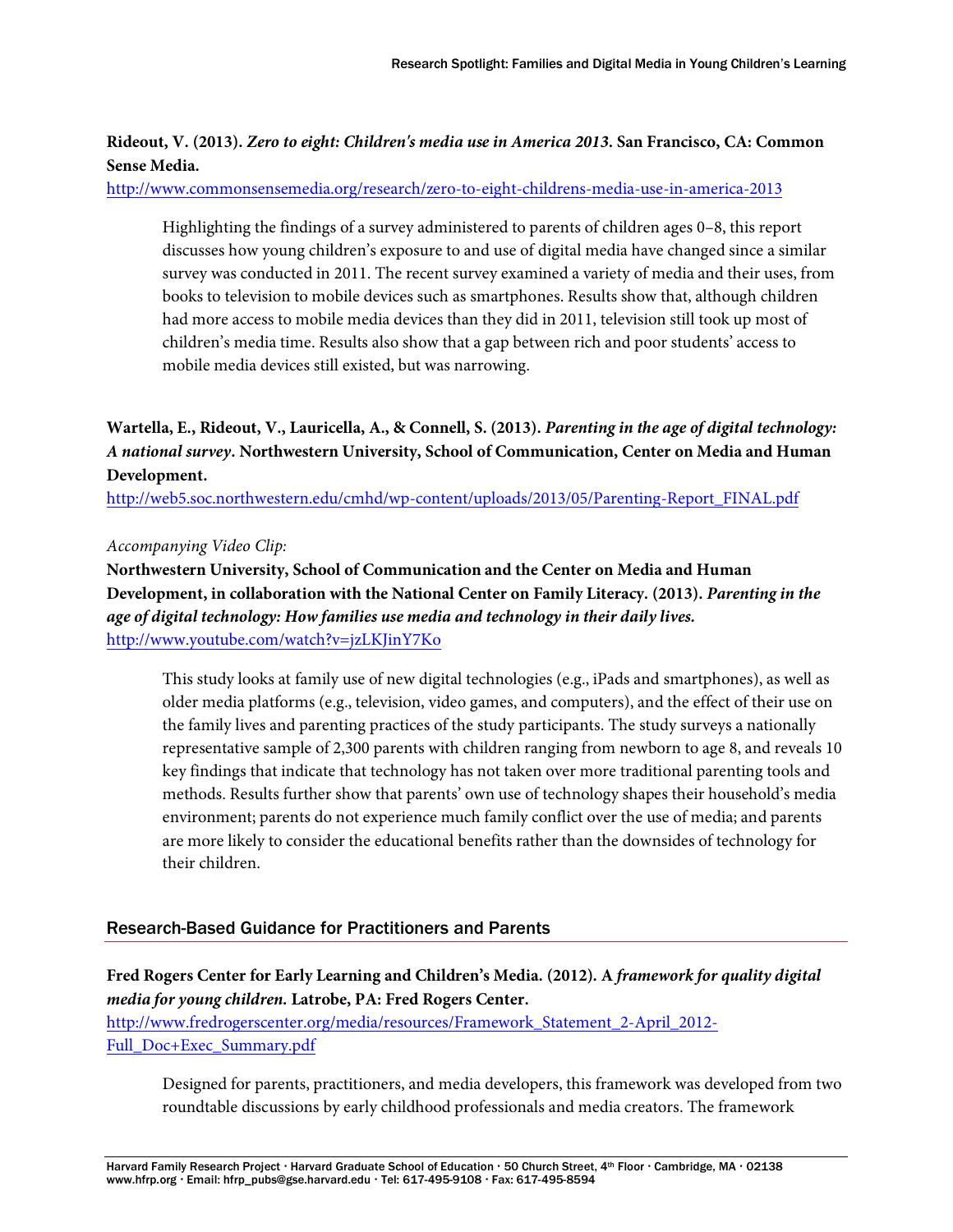**Rideout, V. (2013).** ***Zero to eight: Children's media use in America 2013*****. San Francisco, CA: Common Sense Media.**
http://www.commonsensemedia.org/research/zero-to-eight-childrens-media-use-in-america-2013

> Highlighting the findings of a survey administered to parents of children ages 0–8, this report discusses how young children's exposure to and use of digital media have changed since a similar survey was conducted in 2011. The recent survey examined a variety of media and their uses, from books to television to mobile devices such as smartphones. Results show that, although children had more access to mobile media devices than they did in 2011, television still took up most of children's media time. Results also show that a gap between rich and poor students' access to mobile media devices still existed, but was narrowing.

**Wartella, E., Rideout, V., Lauricella, A., & Connell, S. (2013).** ***Parenting in the age of digital technology: A national survey*****. Northwestern University, School of Communication, Center on Media and Human Development.**
http://web5.soc.northwestern.edu/cmhd/wp-content/uploads/2013/05/Parenting-Report_FINAL.pdf

*Accompanying Video Clip:*

**Northwestern University, School of Communication and the Center on Media and Human Development, in collaboration with the National Center on Family Literacy. (2013).** ***Parenting in the age of digital technology: How families use media and technology in their daily lives.***
http://www.youtube.com/watch?v=jzLKJinY7Ko

> This study looks at family use of new digital technologies (e.g., iPads and smartphones), as well as older media platforms (e.g., television, video games, and computers), and the effect of their use on the family lives and parenting practices of the study participants. The study surveys a nationally representative sample of 2,300 parents with children ranging from newborn to age 8, and reveals 10 key findings that indicate that technology has not taken over more traditional parenting tools and methods. Results further show that parents' own use of technology shapes their household's media environment; parents do not experience much family conflict over the use of media; and parents are more likely to consider the educational benefits rather than the downsides of technology for their children.

## Research-Based Guidance for Practitioners and Parents

**Fred Rogers Center for Early Learning and Children's Media. (2012). A** ***framework for quality digital media for young children.*** **Latrobe, PA: Fred Rogers Center.**
http://www.fredrogerscenter.org/media/resources/Framework_Statement_2-April_2012-Full_Doc+Exec_Summary.pdf

> Designed for parents, practitioners, and media developers, this framework was developed from two roundtable discussions by early childhood professionals and media creators. The framework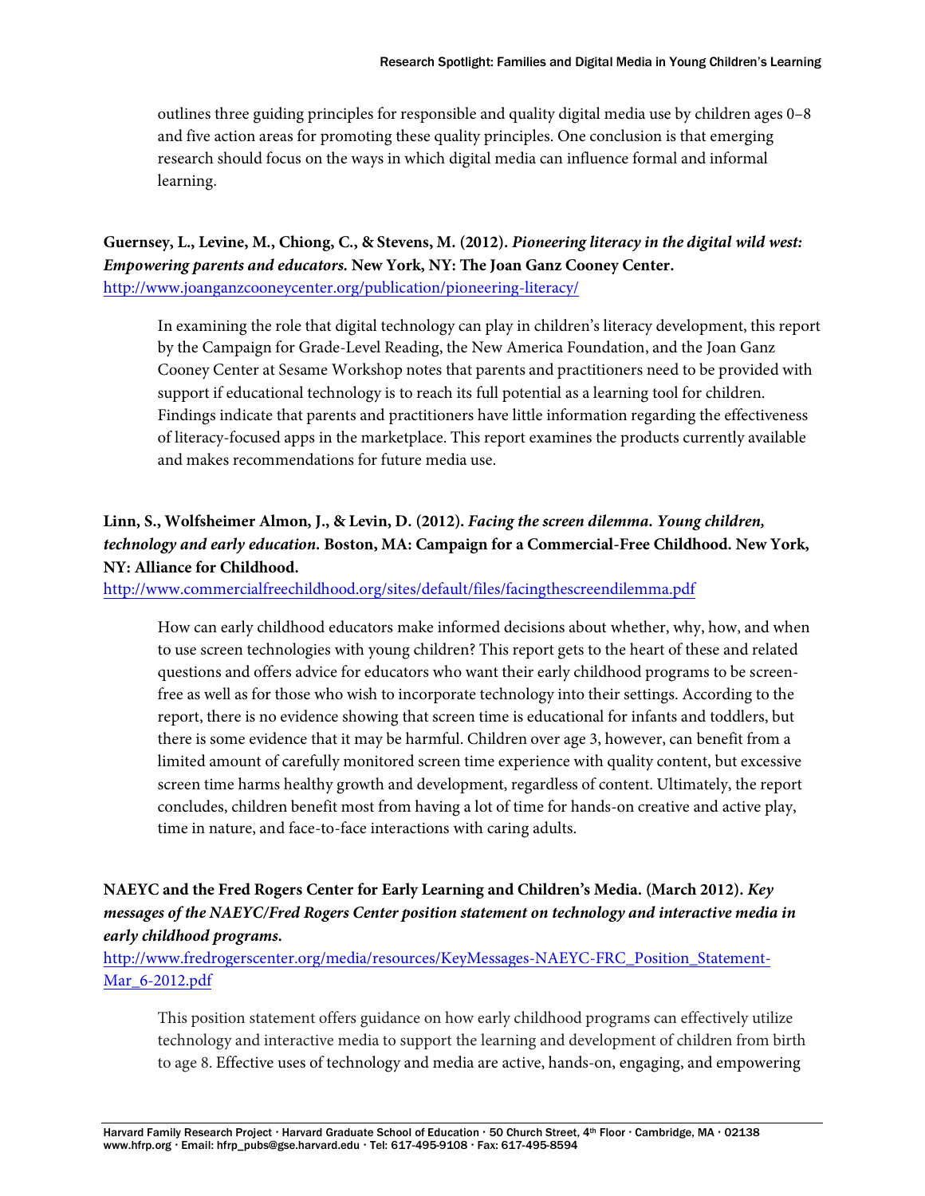outlines three guiding principles for responsible and quality digital media use by children ages 0–8 and five action areas for promoting these quality principles. One conclusion is that emerging research should focus on the ways in which digital media can influence formal and informal learning.

**Guernsey, L., Levine, M., Chiong, C., & Stevens, M. (2012). *Pioneering literacy in the digital wild west: Empowering parents and educators.* New York, NY: The Joan Ganz Cooney Center.**
http://www.joanganzcooneycenter.org/publication/pioneering-literacy/

> In examining the role that digital technology can play in children's literacy development, this report by the Campaign for Grade-Level Reading, the New America Foundation, and the Joan Ganz Cooney Center at Sesame Workshop notes that parents and practitioners need to be provided with support if educational technology is to reach its full potential as a learning tool for children. Findings indicate that parents and practitioners have little information regarding the effectiveness of literacy-focused apps in the marketplace. This report examines the products currently available and makes recommendations for future media use.

**Linn, S., Wolfsheimer Almon, J., & Levin, D. (2012). *Facing the screen dilemma. Young children, technology and early education.* Boston, MA: Campaign for a Commercial-Free Childhood. New York, NY: Alliance for Childhood.**
http://www.commercialfreechildhood.org/sites/default/files/facingthescreendilemma.pdf

> How can early childhood educators make informed decisions about whether, why, how, and when to use screen technologies with young children? This report gets to the heart of these and related questions and offers advice for educators who want their early childhood programs to be screen-free as well as for those who wish to incorporate technology into their settings. According to the report, there is no evidence showing that screen time is educational for infants and toddlers, but there is some evidence that it may be harmful. Children over age 3, however, can benefit from a limited amount of carefully monitored screen time experience with quality content, but excessive screen time harms healthy growth and development, regardless of content. Ultimately, the report concludes, children benefit most from having a lot of time for hands-on creative and active play, time in nature, and face-to-face interactions with caring adults.

**NAEYC and the Fred Rogers Center for Early Learning and Children's Media. (March 2012). *Key messages of the NAEYC/Fred Rogers Center position statement on technology and interactive media in early childhood programs.***
http://www.fredrogerscenter.org/media/resources/KeyMessages-NAEYC-FRC_Position_Statement-Mar_6-2012.pdf

> This position statement offers guidance on how early childhood programs can effectively utilize technology and interactive media to support the learning and development of children from birth to age 8. Effective uses of technology and media are active, hands-on, engaging, and empowering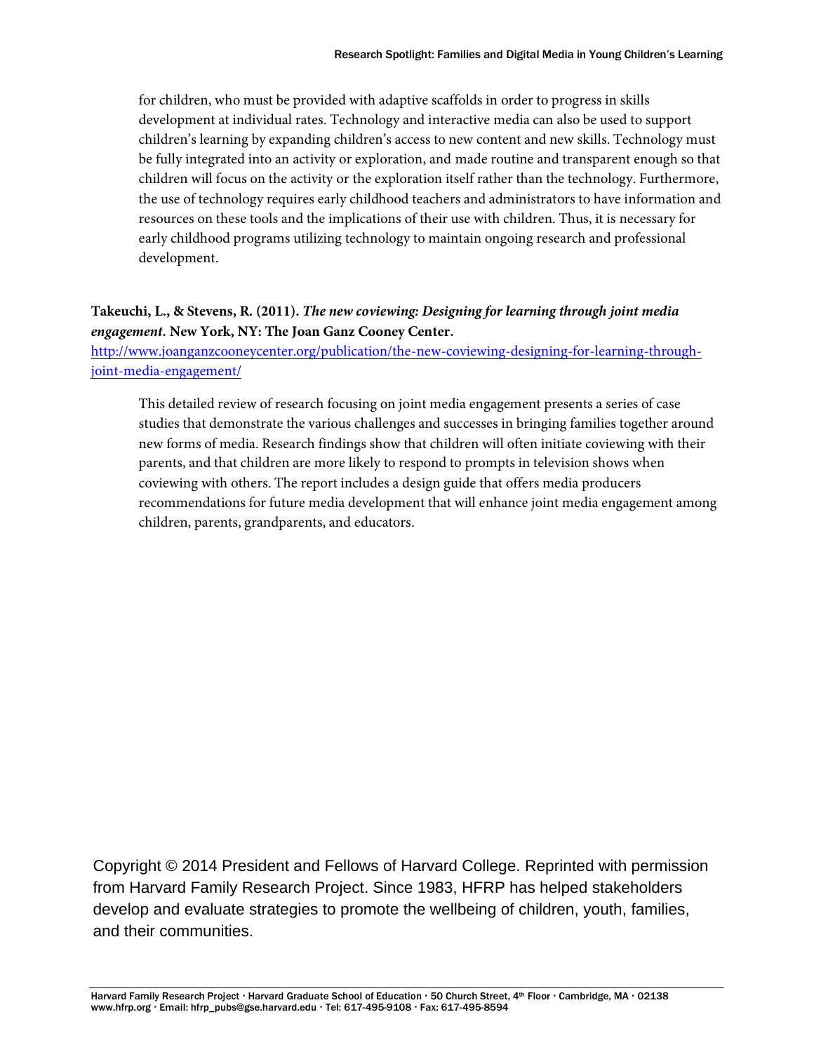for children, who must be provided with adaptive scaffolds in order to progress in skills development at individual rates. Technology and interactive media can also be used to support children's learning by expanding children's access to new content and new skills. Technology must be fully integrated into an activity or exploration, and made routine and transparent enough so that children will focus on the activity or the exploration itself rather than the technology. Furthermore, the use of technology requires early childhood teachers and administrators to have information and resources on these tools and the implications of their use with children. Thus, it is necessary for early childhood programs utilizing technology to maintain ongoing research and professional development.

**Takeuchi, L., & Stevens, R. (2011).** ***The new coviewing: Designing for learning through joint media engagement*****. New York, NY: The Joan Ganz Cooney Center.**
http://www.joanganzcooneycenter.org/publication/the-new-coviewing-designing-for-learning-through-joint-media-engagement/

This detailed review of research focusing on joint media engagement presents a series of case studies that demonstrate the various challenges and successes in bringing families together around new forms of media. Research findings show that children will often initiate coviewing with their parents, and that children are more likely to respond to prompts in television shows when coviewing with others. The report includes a design guide that offers media producers recommendations for future media development that will enhance joint media engagement among children, parents, grandparents, and educators.

Copyright © 2014 President and Fellows of Harvard College. Reprinted with permission from Harvard Family Research Project. Since 1983, HFRP has helped stakeholders develop and evaluate strategies to promote the wellbeing of children, youth, families, and their communities.